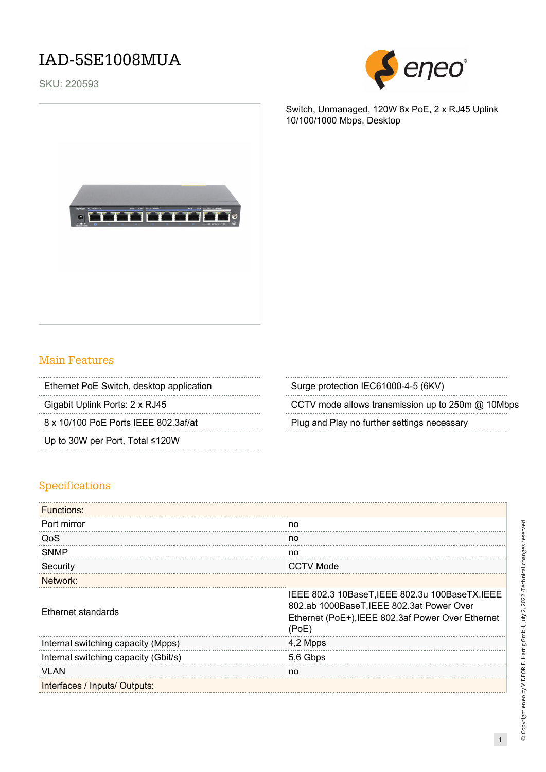# IAD-5SE1008MUA

SKU: 220593

Switch, Unmanaged, 120W 8x PoE, 2 x RJ45 Uplink 10/100/1000 Mbps, Desktop

## Main Features

- Ethernet PoE Switch, desktop application
- Gigabit Uplink Ports: 2 x RJ45
- 8 x 10/100 PoE Ports IEEE 802.3af/at
- Up to 30W per Port, Total ≤120W
- Surge protection IEC61000-4-5 (6KV)
- CCTV mode allows transmission up to 250m @ 10Mbps
- Plug and Play no further settings necessary

## Specifications

| | |
|---|---|
| **Functions:** | |
| Port mirror | no |
| QoS | no |
| SNMP | no |
| Security | CCTV Mode |
| **Network:** | |
| Ethernet standards | IEEE 802.3 10BaseT,IEEE 802.3u 100BaseTX,IEEE 802.ab 1000BaseT,IEEE 802.3at Power Over Ethernet (PoE+),IEEE 802.3af Power Over Ethernet (PoE) |
| Internal switching capacity (Mpps) | 4,2 Mpps |
| Internal switching capacity (Gbit/s) | 5,6 Gbps |
| VLAN | no |
| **Interfaces / Inputs/ Outputs:** | |

© Copyright eneo by VIDEOR E. Hartig GmbH, July 2, 2022 -Technical changes reserved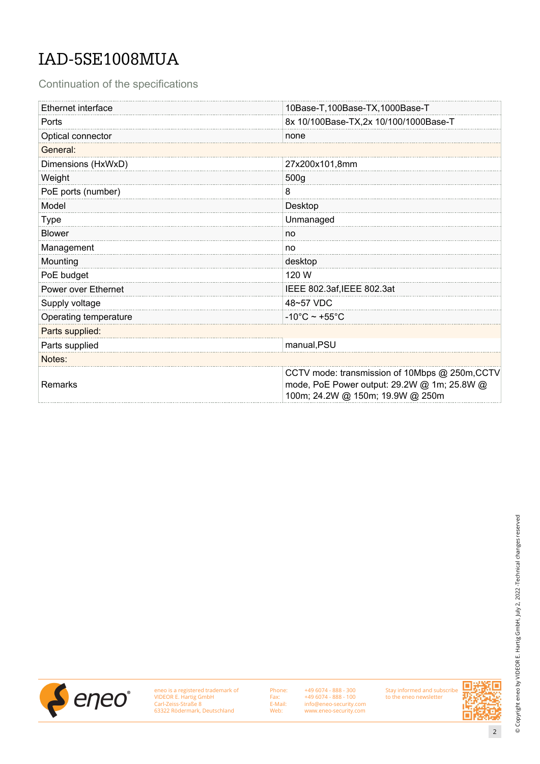# IAD-5SE1008MUA

Continuation of the specifications

| | |
|---|---|
| Ethernet interface | 10Base-T,100Base-TX,1000Base-T |
| Ports | 8x 10/100Base-TX,2x 10/100/1000Base-T |
| Optical connector | none |
| General: | |
| Dimensions (HxWxD) | 27x200x101,8mm |
| Weight | 500g |
| PoE ports (number) | 8 |
| Model | Desktop |
| Type | Unmanaged |
| Blower | no |
| Management | no |
| Mounting | desktop |
| PoE budget | 120 W |
| Power over Ethernet | IEEE 802.3af,IEEE 802.3at |
| Supply voltage | 48~57 VDC |
| Operating temperature | -10°C ~ +55°C |
| Parts supplied: | |
| Parts supplied | manual,PSU |
| Notes: | |
| Remarks | CCTV mode: transmission of 10Mbps @ 250m,CCTV mode, PoE Power output: 29.2W @ 1m; 25.8W @ 100m; 24.2W @ 150m; 19.9W @ 250m |

eneo is a registered trademark of VIDEOR E. Hartig GmbH
Carl-Zeiss-Straße 8
63322 Rödermark, Deutschland

Phone: +49 6074 - 888 - 300
Fax: +49 6074 - 888 - 100
E-Mail: info@eneo-security.com
Web: www.eneo-security.com

Stay informed and subscribe to the eneo newsletter

© Copyright eneo by VIDEOR E. Hartig GmbH, July 2, 2022 -Technical changes reserved